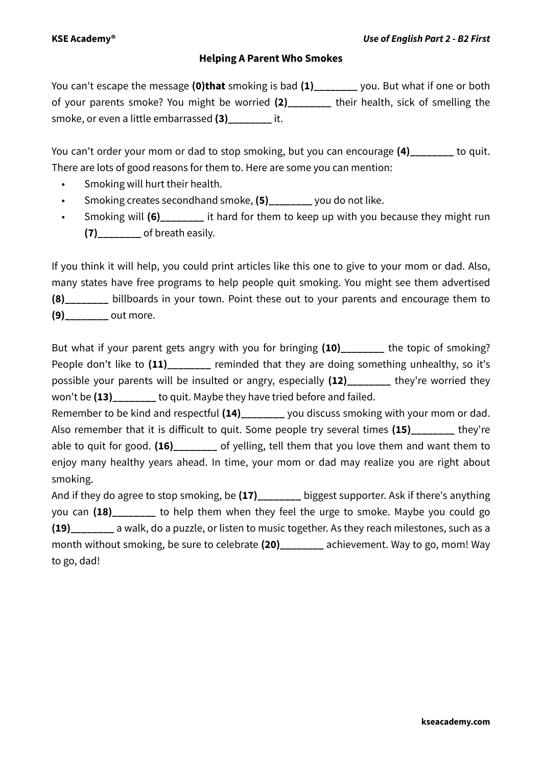## Helping A Parent Who Smokes

You can't escape the message **(0)that** smoking is bad **(1)________** you. But what if one or both of your parents smoke? You might be worried **(2)________** their health, sick of smelling the smoke, or even a little embarrassed **(3)________** it.

You can't order your mom or dad to stop smoking, but you can encourage **(4)________** to quit. There are lots of good reasons for them to. Here are some you can mention:

- Smoking will hurt their health.
- Smoking creates secondhand smoke, **(5)________** you do not like.
- Smoking will **(6)________** it hard for them to keep up with you because they might run **(7)________** of breath easily.

If you think it will help, you could print articles like this one to give to your mom or dad. Also, many states have free programs to help people quit smoking. You might see them advertised **(8)________** billboards in your town. Point these out to your parents and encourage them to **(9)________** out more.

But what if your parent gets angry with you for bringing **(10)________** the topic of smoking? People don't like to **(11)________** reminded that they are doing something unhealthy, so it's possible your parents will be insulted or angry, especially **(12)________** they're worried they won't be **(13)________** to quit. Maybe they have tried before and failed.
Remember to be kind and respectful **(14)________** you discuss smoking with your mom or dad. Also remember that it is difficult to quit. Some people try several times **(15)________** they're able to quit for good. **(16)________** of yelling, tell them that you love them and want them to enjoy many healthy years ahead. In time, your mom or dad may realize you are right about smoking.
And if they do agree to stop smoking, be **(17)________** biggest supporter. Ask if there's anything you can **(18)________** to help them when they feel the urge to smoke. Maybe you could go **(19)________** a walk, do a puzzle, or listen to music together. As they reach milestones, such as a month without smoking, be sure to celebrate **(20)________** achievement. Way to go, mom! Way to go, dad!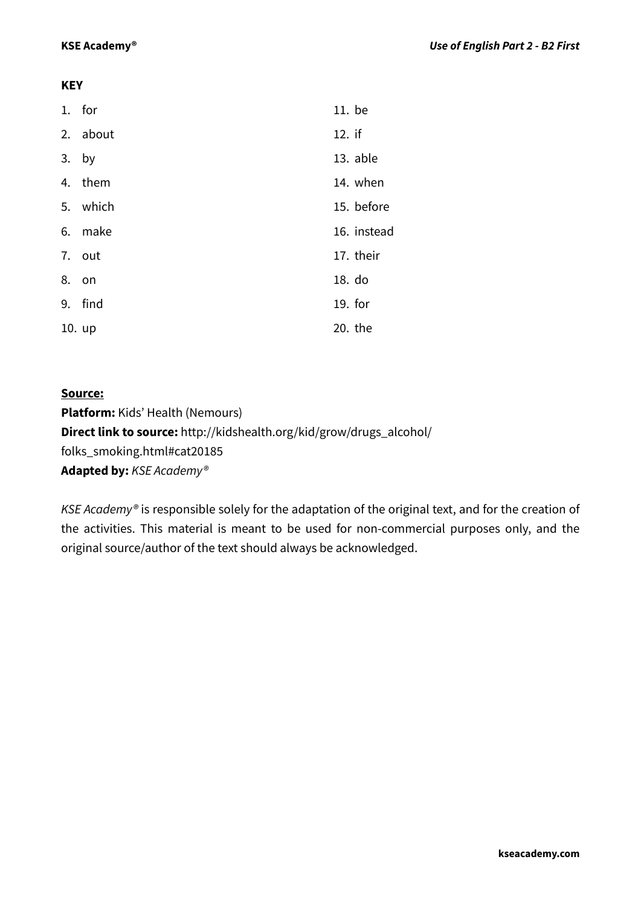**KEY**

1. for
2. about
3. by
4. them
5. which
6. make
7. out
8. on
9. find
10. up
11. be
12. if
13. able
14. when
15. before
16. instead
17. their
18. do
19. for
20. the

**Source:**
**Platform:** Kids' Health (Nemours)
**Direct link to source:** http://kidshealth.org/kid/grow/drugs_alcohol/folks_smoking.html#cat20185
**Adapted by:** *KSE Academy®*

*KSE Academy®* is responsible solely for the adaptation of the original text, and for the creation of the activities. This material is meant to be used for non-commercial purposes only, and the original source/author of the text should always be acknowledged.